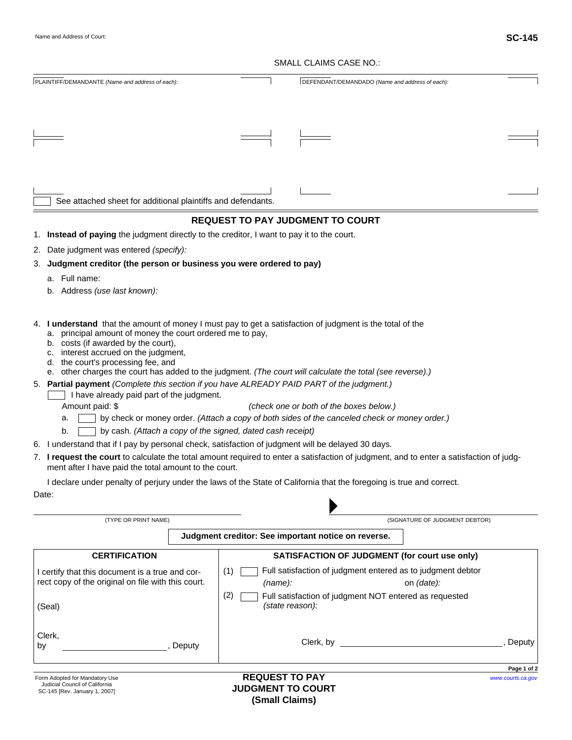Name and Address of Court:

SC-145

SMALL CLAIMS CASE NO.:

| PLAINTIFF/DEMANDANTE *(Name and address of each):* | DEFENDANT/DEMANDADO *(Name and address of each):* |
|---|---|
| | |

☐ See attached sheet for additional plaintiffs and defendants.

## REQUEST TO PAY JUDGMENT TO COURT

1. **Instead of paying** the judgment directly to the creditor, I want to pay it to the court.
2. Date judgment was entered *(specify):*
3. **Judgment creditor (the person or business you were ordered to pay)**
   a. Full name:
   b. Address *(use last known):*
4. **I understand** that the amount of money I must pay to get a satisfaction of judgment is the total of the
   a. principal amount of money the court ordered me to pay,
   b. costs (if awarded by the court),
   c. interest accrued on the judgment,
   d. the court's processing fee, and
   e. other charges the court has added to the judgment. *(The court will calculate the total (see reverse).)*
5. **Partial payment** *(Complete this section if you have ALREADY PAID PART of the judgment.)*
   ☐ I have already paid part of the judgment.
   Amount paid: $ *(check one or both of the boxes below.)*
   a. ☐ by check or money order. *(Attach a copy of both sides of the canceled check or money order.)*
   b. ☐ by cash. *(Attach a copy of the signed, dated cash receipt)*
6. I understand that if I pay by personal check, satisfaction of judgment will be delayed 30 days.
7. **I request the court** to calculate the total amount required to enter a satisfaction of judgment, and to enter a satisfaction of judgment after I have paid the total amount to the court.

I declare under penalty of perjury under the laws of the State of California that the foregoing is true and correct.

Date:

(TYPE OR PRINT NAME) ▶ (SIGNATURE OF JUDGMENT DEBTOR)

**Judgment creditor: See important notice on reverse.**

| CERTIFICATION | SATISFACTION OF JUDGMENT (for court use only) |
|---|---|
| I certify that this document is a true and correct copy of the original on file with this court.<br><br>(Seal)<br><br>Clerk, by ____________, Deputy | (1) ☐ Full satisfaction of judgment entered as to judgment debtor *(name):* on *(date):*<br>(2) ☐ Full satisfaction of judgment NOT entered as requested *(state reason):*<br><br>Clerk, by ____________, Deputy |

Form Adopted for Mandatory Use
Judicial Council of California
SC-145 [Rev. January 1, 2007]

**REQUEST TO PAY JUDGMENT TO COURT (Small Claims)**

www.courts.ca.gov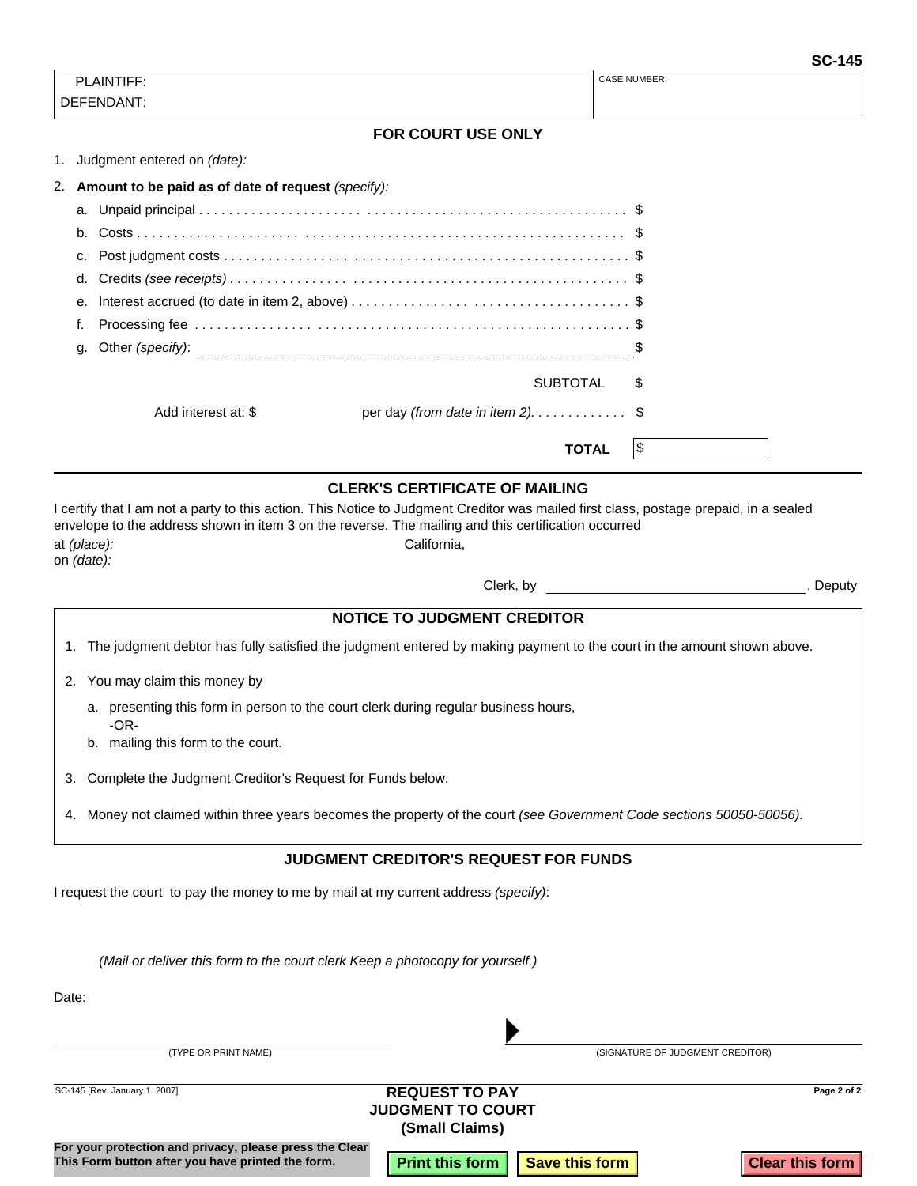SC-145

| PLAINTIFF: | CASE NUMBER: |
| --- | --- |
| DEFENDANT: | |

## FOR COURT USE ONLY

1. Judgment entered on *(date)*:

2. **Amount to be paid as of date of request** *(specify)*:

| | | |
| --- | --- | --- |
| a. | Unpaid principal | $ |
| b. | Costs | $ |
| c. | Post judgment costs | $ |
| d. | Credits *(see receipts)* | $ |
| e. | Interest accrued (to date in item 2, above) | $ |
| f. | Processing fee | $ |
| g. | Other *(specify)*: | $ |
| | SUBTOTAL | $ |
| | Add interest at: $ per day *(from date in item 2)*. | $ |
| | **TOTAL** | $ |

## CLERK'S CERTIFICATE OF MAILING

I certify that I am not a party to this action. This Notice to Judgment Creditor was mailed first class, postage prepaid, in a sealed envelope to the address shown in item 3 on the reverse. The mailing and this certification occurred

at *(place)*: California,

on *(date)*:

Clerk, by ______________________________, Deputy

## NOTICE TO JUDGMENT CREDITOR

1. The judgment debtor has fully satisfied the judgment entered by making payment to the court in the amount shown above.

2. You may claim this money by
   a. presenting this form in person to the court clerk during regular business hours,
   -OR-
   b. mailing this form to the court.

3. Complete the Judgment Creditor's Request for Funds below.

4. Money not claimed within three years becomes the property of the court *(see Government Code sections 50050-50056).*

## JUDGMENT CREDITOR'S REQUEST FOR FUNDS

I request the court to pay the money to me by mail at my current address *(specify)*:

*(Mail or deliver this form to the court clerk Keep a photocopy for yourself.)*

Date:

______________________________ (TYPE OR PRINT NAME)

▶ ______________________________ (SIGNATURE OF JUDGMENT CREDITOR)

SC-145 [Rev. January 1. 2007]

**REQUEST TO PAY JUDGMENT TO COURT (Small Claims)**

For your protection and privacy, please press the Clear This Form button after you have printed the form.

Print this form | Save this form | Clear this form